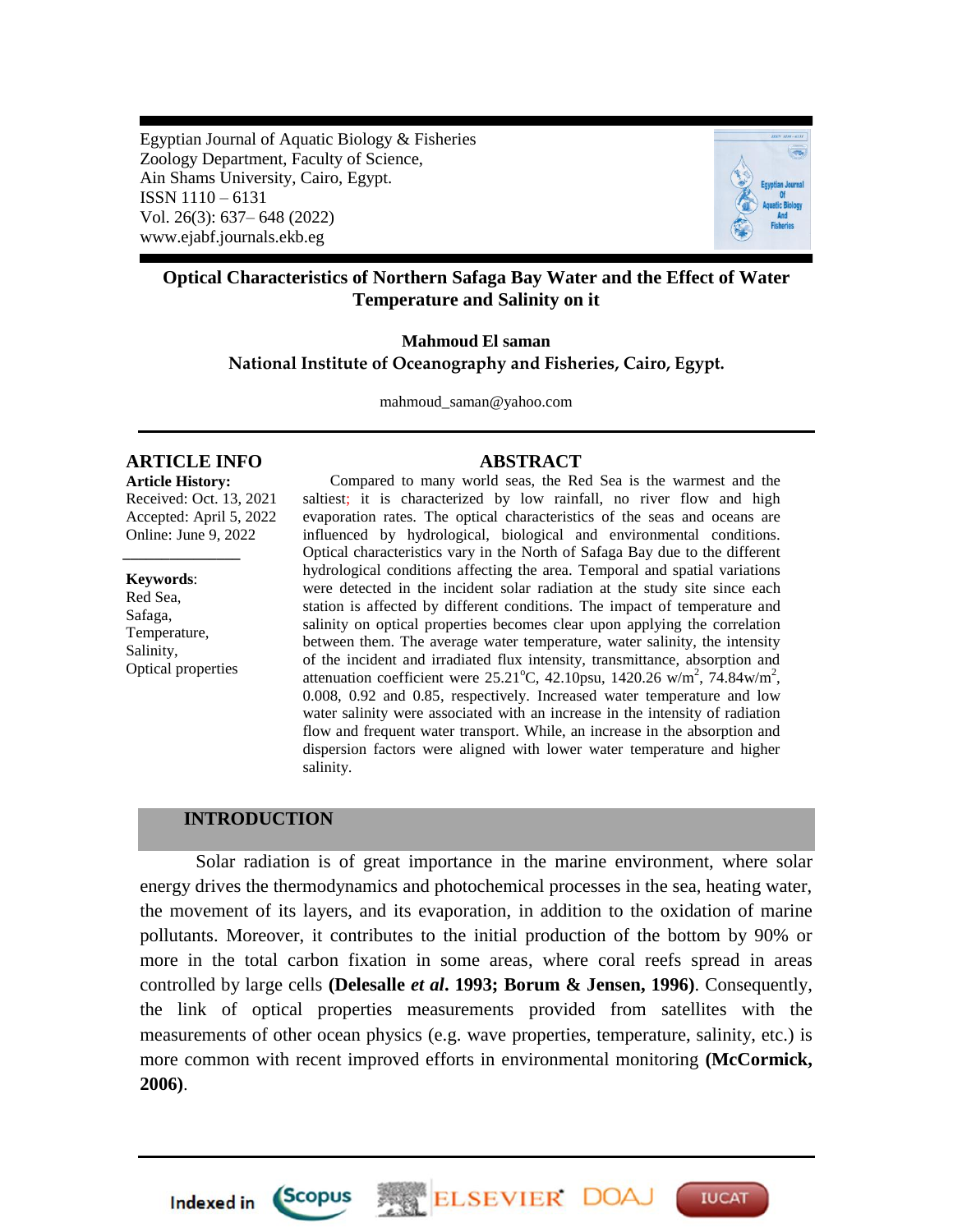Egyptian Journal of Aquatic Biology & Fisheries
Zoology Department, Faculty of Science,
Ain Shams University, Cairo, Egypt.
ISSN 1110 – 6131
Vol. 26(3): 637– 648 (2022)
www.ejabf.journals.ekb.eg

# Optical Characteristics of Northern Safaga Bay Water and the Effect of Water Temperature and Salinity on it

**Mahmoud El saman**
**National Institute of Oceanography and Fisheries, Cairo, Egypt.**

mahmoud_saman@yahoo.com

## ARTICLE INFO

**Article History:**
Received: Oct. 13, 2021
Accepted: April 5, 2022
Online: June 9, 2022

**Keywords**:
Red Sea,
Safaga,
Temperature,
Salinity,
Optical properties

## ABSTRACT

Compared to many world seas, the Red Sea is the warmest and the saltiest; it is characterized by low rainfall, no river flow and high evaporation rates. The optical characteristics of the seas and oceans are influenced by hydrological, biological and environmental conditions. Optical characteristics vary in the North of Safaga Bay due to the different hydrological conditions affecting the area. Temporal and spatial variations were detected in the incident solar radiation at the study site since each station is affected by different conditions. The impact of temperature and salinity on optical properties becomes clear upon applying the correlation between them. The average water temperature, water salinity, the intensity of the incident and irradiated flux intensity, transmittance, absorption and attenuation coefficient were 25.21$^{o}$C, 42.10psu, 1420.26 w/m$^{2}$, 74.84w/m$^{2}$, 0.008, 0.92 and 0.85, respectively. Increased water temperature and low water salinity were associated with an increase in the intensity of radiation flow and frequent water transport. While, an increase in the absorption and dispersion factors were aligned with lower water temperature and higher salinity.

## INTRODUCTION

Solar radiation is of great importance in the marine environment, where solar energy drives the thermodynamics and photochemical processes in the sea, heating water, the movement of its layers, and its evaporation, in addition to the oxidation of marine pollutants. Moreover, it contributes to the initial production of the bottom by 90% or more in the total carbon fixation in some areas, where coral reefs spread in areas controlled by large cells **(Delesalle *et al*. 1993; Borum & Jensen, 1996)**. Consequently, the link of optical properties measurements provided from satellites with the measurements of other ocean physics (e.g. wave properties, temperature, salinity, etc.) is more common with recent improved efforts in environmental monitoring **(McCormick, 2006)**.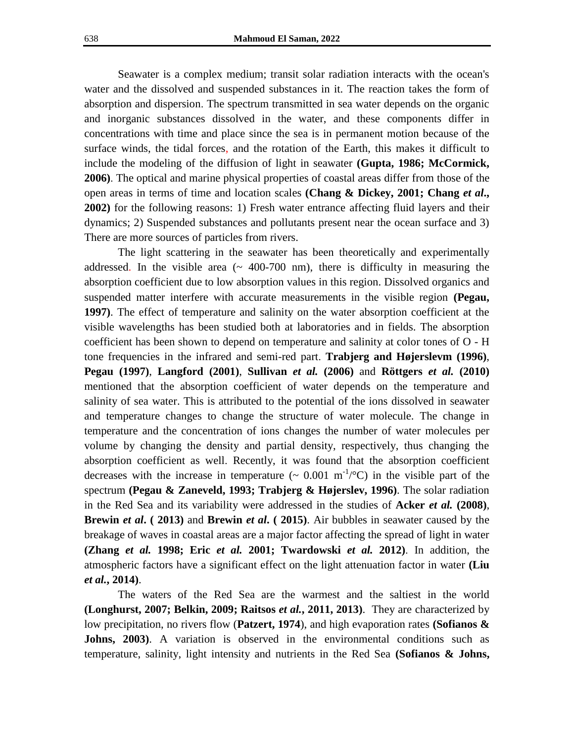Seawater is a complex medium; transit solar radiation interacts with the ocean's water and the dissolved and suspended substances in it. The reaction takes the form of absorption and dispersion. The spectrum transmitted in sea water depends on the organic and inorganic substances dissolved in the water, and these components differ in concentrations with time and place since the sea is in permanent motion because of the surface winds, the tidal forces, and the rotation of the Earth, this makes it difficult to include the modeling of the diffusion of light in seawater **(Gupta, 1986; McCormick, 2006)**. The optical and marine physical properties of coastal areas differ from those of the open areas in terms of time and location scales **(Chang & Dickey, 2001; Chang *et al.*, 2002)** for the following reasons: 1) Fresh water entrance affecting fluid layers and their dynamics; 2) Suspended substances and pollutants present near the ocean surface and 3) There are more sources of particles from rivers.

The light scattering in the seawater has been theoretically and experimentally addressed. In the visible area (~ 400-700 nm), there is difficulty in measuring the absorption coefficient due to low absorption values in this region. Dissolved organics and suspended matter interfere with accurate measurements in the visible region **(Pegau, 1997)**. The effect of temperature and salinity on the water absorption coefficient at the visible wavelengths has been studied both at laboratories and in fields. The absorption coefficient has been shown to depend on temperature and salinity at color tones of O - H tone frequencies in the infrared and semi-red part. **Trabjerg and Højerslevm (1996)**, **Pegau (1997)**, **Langford (2001)**, **Sullivan *et al.* (2006)** and **Röttgers *et al.* (2010)** mentioned that the absorption coefficient of water depends on the temperature and salinity of sea water. This is attributed to the potential of the ions dissolved in seawater and temperature changes to change the structure of water molecule. The change in temperature and the concentration of ions changes the number of water molecules per volume by changing the density and partial density, respectively, thus changing the absorption coefficient as well. Recently, it was found that the absorption coefficient decreases with the increase in temperature (~ 0.001 $m^{-1}/°C$) in the visible part of the spectrum **(Pegau & Zaneveld, 1993; Trabjerg & Højerslev, 1996)**. The solar radiation in the Red Sea and its variability were addressed in the studies of **Acker *et al.* (2008)**, **Brewin *et al*. ( 2013)** and **Brewin *et al*. ( 2015)**. Air bubbles in seawater caused by the breakage of waves in coastal areas are a major factor affecting the spread of light in water **(Zhang *et al.* 1998; Eric *et al.* 2001; Twardowski *et al.* 2012)**. In addition, the atmospheric factors have a significant effect on the light attenuation factor in water **(Liu *et al.*, 2014)**.

The waters of the Red Sea are the warmest and the saltiest in the world **(Longhurst, 2007; Belkin, 2009; Raitsos *et al.*, 2011, 2013)**. They are characterized by low precipitation, no rivers flow (**Patzert, 1974**), and high evaporation rates **(Sofianos & Johns, 2003)**. A variation is observed in the environmental conditions such as temperature, salinity, light intensity and nutrients in the Red Sea **(Sofianos & Johns,**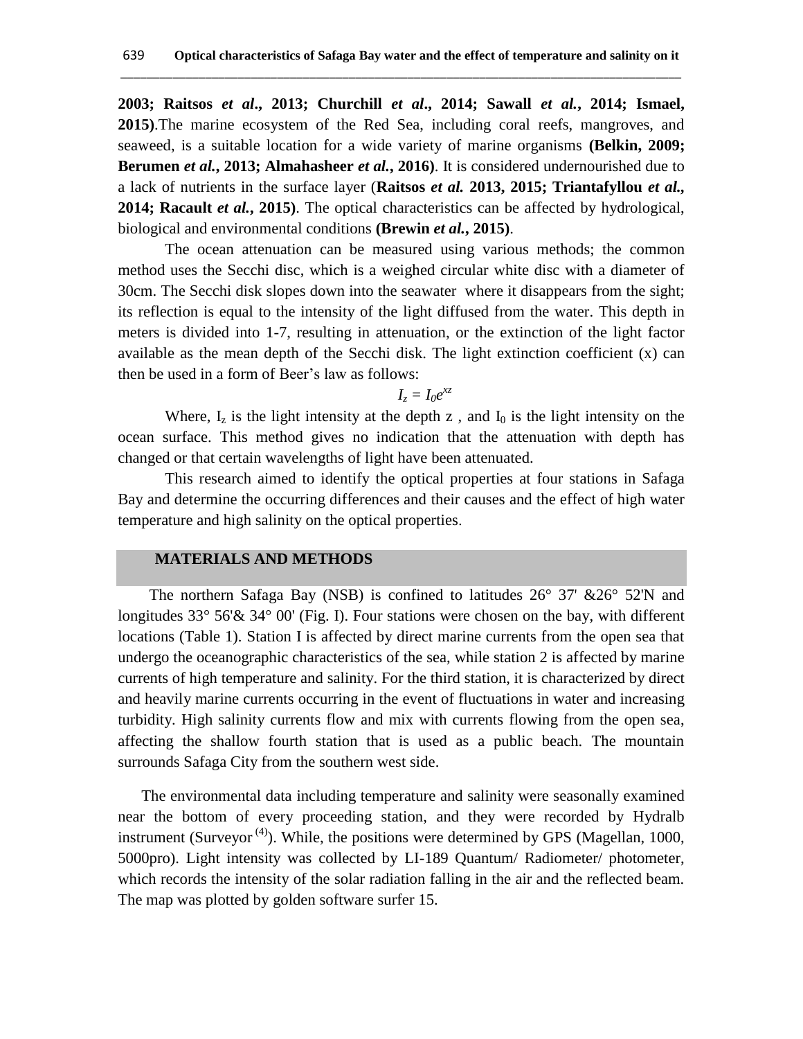2003; Raitsos *et al*., 2013; Churchill *et al*., 2014; Sawall *et al.*, 2014; Ismael, 2015)**.The marine ecosystem of the Red Sea, including coral reefs, mangroves, and seaweed, is a suitable location for a wide variety of marine organisms **(Belkin, 2009; Berumen *et al.*, 2013; Almahasheer *et al.*, 2016)**. It is considered undernourished due to a lack of nutrients in the surface layer (**Raitsos *et al.* 2013, 2015; Triantafyllou *et al.*, 2014; Racault *et al.*, 2015)**. The optical characteristics can be affected by hydrological, biological and environmental conditions **(Brewin *et al.*, 2015)**.

The ocean attenuation can be measured using various methods; the common method uses the Secchi disc, which is a weighed circular white disc with a diameter of 30cm. The Secchi disk slopes down into the seawater where it disappears from the sight; its reflection is equal to the intensity of the light diffused from the water. This depth in meters is divided into 1-7, resulting in attenuation, or the extinction of the light factor available as the mean depth of the Secchi disk. The light extinction coefficient (x) can then be used in a form of Beer's law as follows:

$$I_z = I_0 e^{xz}$$

Where, $I_z$ is the light intensity at the depth z , and $I_0$ is the light intensity on the ocean surface. This method gives no indication that the attenuation with depth has changed or that certain wavelengths of light have been attenuated.

This research aimed to identify the optical properties at four stations in Safaga Bay and determine the occurring differences and their causes and the effect of high water temperature and high salinity on the optical properties.

## MATERIALS AND METHODS

The northern Safaga Bay (NSB) is confined to latitudes 26° 37' &26° 52'N and longitudes 33° 56'& 34° 00' (Fig. I). Four stations were chosen on the bay, with different locations (Table 1). Station I is affected by direct marine currents from the open sea that undergo the oceanographic characteristics of the sea, while station 2 is affected by marine currents of high temperature and salinity. For the third station, it is characterized by direct and heavily marine currents occurring in the event of fluctuations in water and increasing turbidity. High salinity currents flow and mix with currents flowing from the open sea, affecting the shallow fourth station that is used as a public beach. The mountain surrounds Safaga City from the southern west side.

The environmental data including temperature and salinity were seasonally examined near the bottom of every proceeding station, and they were recorded by Hydralb instrument (Surveyor [4]). While, the positions were determined by GPS (Magellan, 1000, 5000pro). Light intensity was collected by LI-189 Quantum/ Radiometer/ photometer, which records the intensity of the solar radiation falling in the air and the reflected beam. The map was plotted by golden software surfer 15.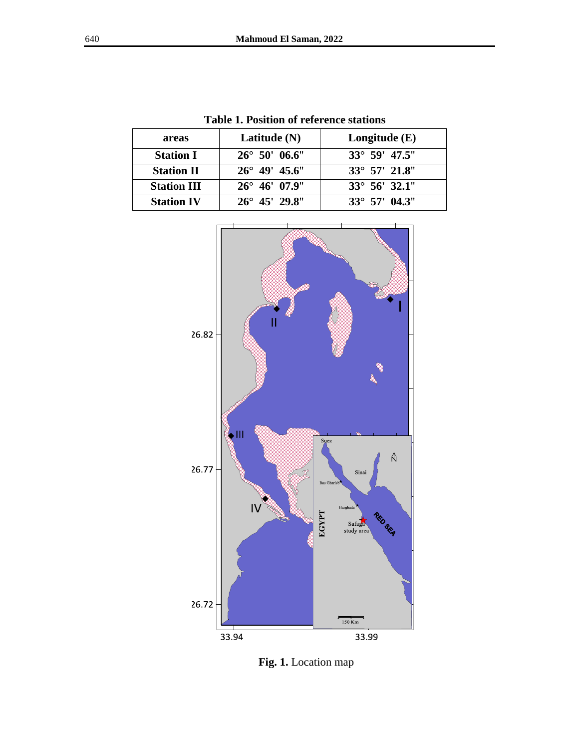**Table 1. Position of reference stations**

| areas | Latitude (N) | Longitude (E) |
|---|---|---|
| **Station I** | 26° 50' 06.6" | 33° 59' 47.5" |
| **Station II** | 26° 49' 45.6" | 33° 57' 21.8" |
| **Station III** | 26° 46' 07.9" | 33° 56' 32.1" |
| **Station IV** | 26° 45' 29.8" | 33° 57' 04.3" |

**Fig. 1.** Location map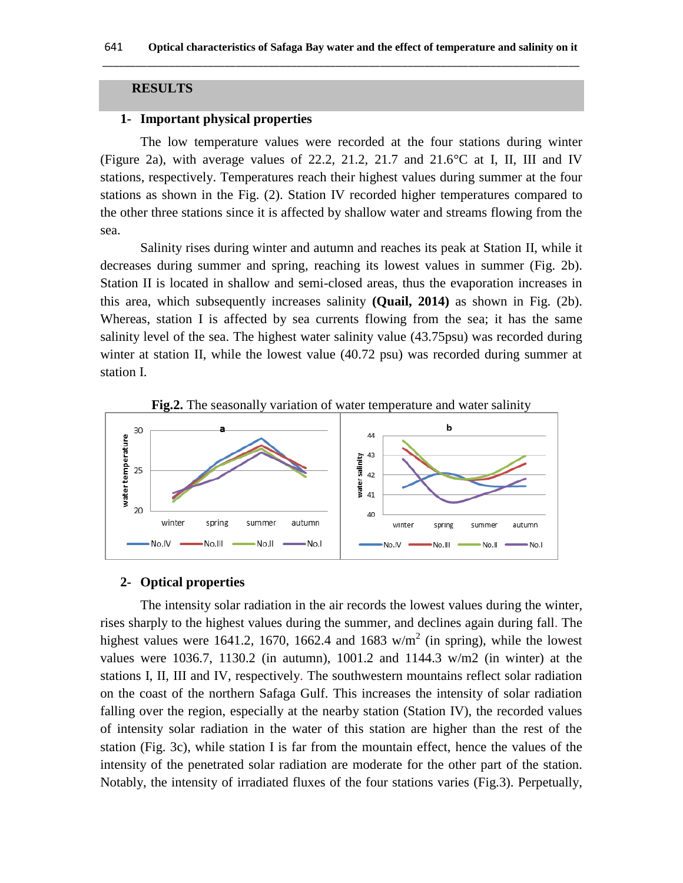## RESULTS

### 1- Important physical properties

The low temperature values were recorded at the four stations during winter (Figure 2a), with average values of 22.2, 21.2, 21.7 and 21.6°C at I, II, III and IV stations, respectively. Temperatures reach their highest values during summer at the four stations as shown in the Fig. (2). Station IV recorded higher temperatures compared to the other three stations since it is affected by shallow water and streams flowing from the sea.

Salinity rises during winter and autumn and reaches its peak at Station II, while it decreases during summer and spring, reaching its lowest values in summer (Fig. 2b). Station II is located in shallow and semi-closed areas, thus the evaporation increases in this area, which subsequently increases salinity **(Quail, 2014)** as shown in Fig. (2b). Whereas, station I is affected by sea currents flowing from the sea; it has the same salinity level of the sea. The highest water salinity value (43.75psu) was recorded during winter at station II, while the lowest value (40.72 psu) was recorded during summer at station I.

**Fig.2.** The seasonally variation of water temperature and water salinity

### 2- Optical properties

The intensity solar radiation in the air records the lowest values during the winter, rises sharply to the highest values during the summer, and declines again during fall. The highest values were 1641.2, 1670, 1662.4 and 1683 w/m$^2$ (in spring), while the lowest values were 1036.7, 1130.2 (in autumn), 1001.2 and 1144.3 w/m2 (in winter) at the stations I, II, III and IV, respectively. The southwestern mountains reflect solar radiation on the coast of the northern Safaga Gulf. This increases the intensity of solar radiation falling over the region, especially at the nearby station (Station IV), the recorded values of intensity solar radiation in the water of this station are higher than the rest of the station (Fig. 3c), while station I is far from the mountain effect, hence the values of the intensity of the penetrated solar radiation are moderate for the other part of the station. Notably, the intensity of irradiated fluxes of the four stations varies (Fig.3). Perpetually,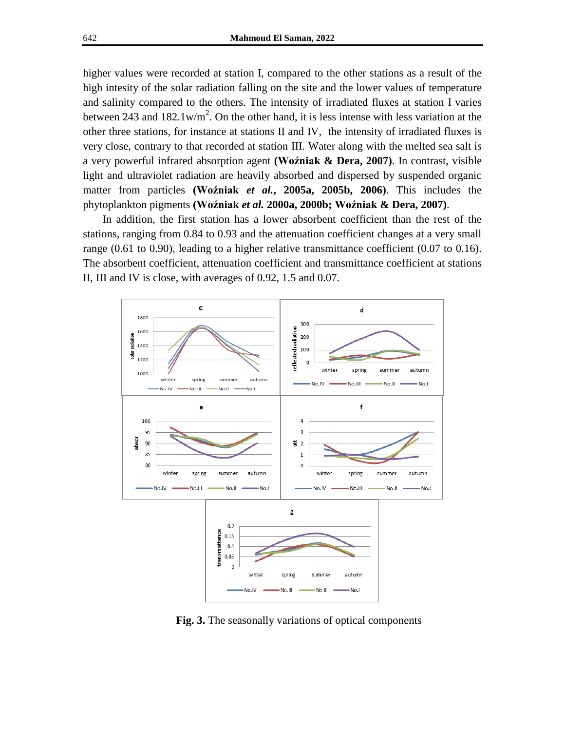higher values were recorded at station I, compared to the other stations as a result of the high intesity of the solar radiation falling on the site and the lower values of temperature and salinity compared to the others. The intensity of irradiated fluxes at station I varies between 243 and 182.1w/m$^2$. On the other hand, it is less intense with less variation at the other three stations, for instance at stations II and IV, the intensity of irradiated fluxes is very close, contrary to that recorded at station III. Water along with the melted sea salt is a very powerful infrared absorption agent **(Woźniak & Dera, 2007)**. In contrast, visible light and ultraviolet radiation are heavily absorbed and dispersed by suspended organic matter from particles **(Woźniak *et al.*, 2005a, 2005b, 2006)**. This includes the phytoplankton pigments **(Woźniak *et al.* 2000a, 2000b; Woźniak & Dera, 2007)**.

In addition, the first station has a lower absorbent coefficient than the rest of the stations, ranging from 0.84 to 0.93 and the attenuation coefficient changes at a very small range (0.61 to 0.90), leading to a higher relative transmittance coefficient (0.07 to 0.16). The absorbent coefficient, attenuation coefficient and transmittance coefficient at stations II, III and IV is close, with averages of 0.92, 1.5 and 0.07.

**Fig. 3.** The seasonally variations of optical components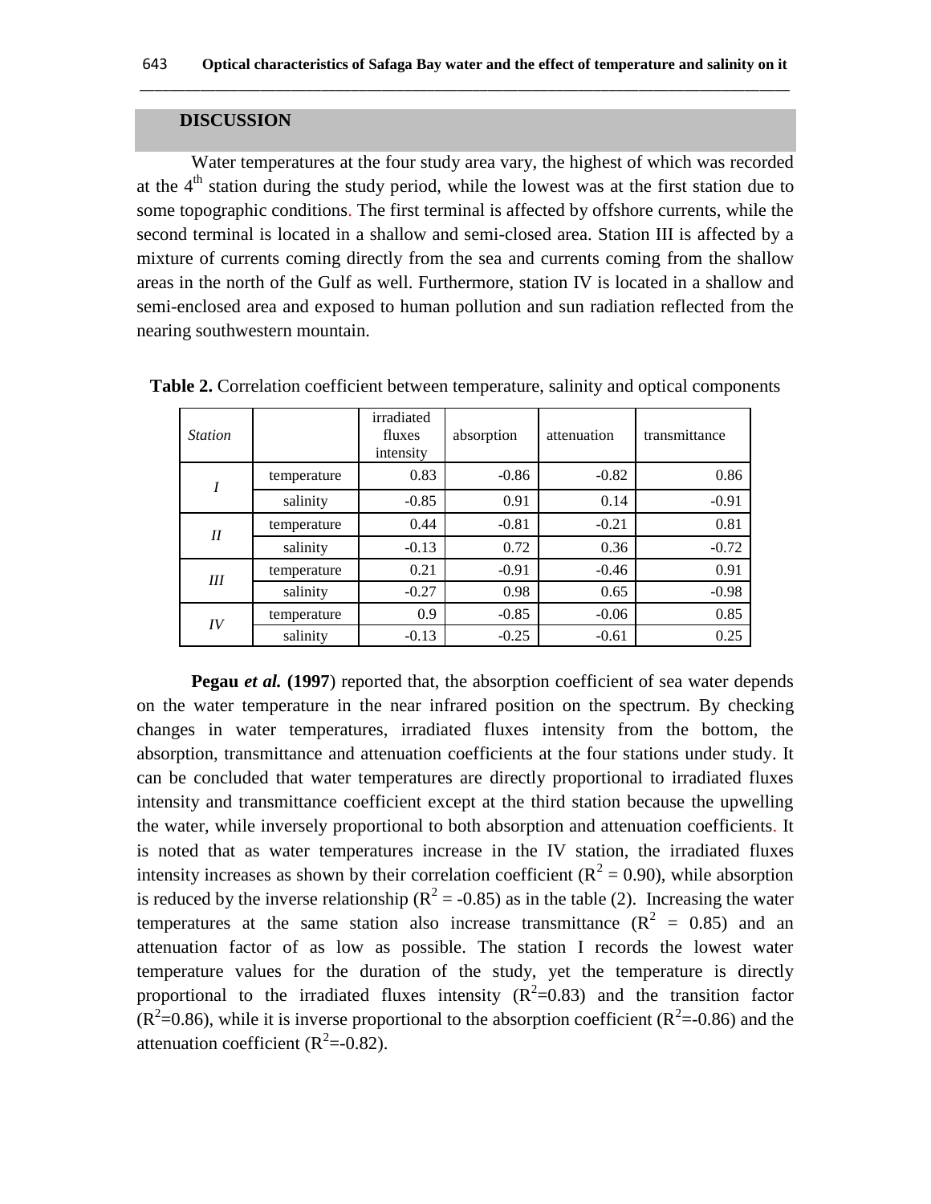## DISCUSSION

Water temperatures at the four study area vary, the highest of which was recorded at the 4th station during the study period, while the lowest was at the first station due to some topographic conditions. The first terminal is affected by offshore currents, while the second terminal is located in a shallow and semi-closed area. Station III is affected by a mixture of currents coming directly from the sea and currents coming from the shallow areas in the north of the Gulf as well. Furthermore, station IV is located in a shallow and semi-enclosed area and exposed to human pollution and sun radiation reflected from the nearing southwestern mountain.

**Table 2.** Correlation coefficient between temperature, salinity and optical components

| *Station* | | irradiated fluxes intensity | absorption | attenuation | transmittance |
|---|---|---|---|---|---|
| *I* | temperature | 0.83 | -0.86 | -0.82 | 0.86 |
| | salinity | -0.85 | 0.91 | 0.14 | -0.91 |
| *II* | temperature | 0.44 | -0.81 | -0.21 | 0.81 |
| | salinity | -0.13 | 0.72 | 0.36 | -0.72 |
| *III* | temperature | 0.21 | -0.91 | -0.46 | 0.91 |
| | salinity | -0.27 | 0.98 | 0.65 | -0.98 |
| *IV* | temperature | 0.9 | -0.85 | -0.06 | 0.85 |
| | salinity | -0.13 | -0.25 | -0.61 | 0.25 |

**Pegau *et al.* (1997**) reported that, the absorption coefficient of sea water depends on the water temperature in the near infrared position on the spectrum. By checking changes in water temperatures, irradiated fluxes intensity from the bottom, the absorption, transmittance and attenuation coefficients at the four stations under study. It can be concluded that water temperatures are directly proportional to irradiated fluxes intensity and transmittance coefficient except at the third station because the upwelling the water, while inversely proportional to both absorption and attenuation coefficients. It is noted that as water temperatures increase in the IV station, the irradiated fluxes intensity increases as shown by their correlation coefficient ($R^2 = 0.90$), while absorption is reduced by the inverse relationship ($R^2 = -0.85$) as in the table (2). Increasing the water temperatures at the same station also increase transmittance ($R^2 = 0.85$) and an attenuation factor of as low as possible. The station I records the lowest water temperature values for the duration of the study, yet the temperature is directly proportional to the irradiated fluxes intensity ($R^2$=0.83) and the transition factor ($R^2$=0.86), while it is inverse proportional to the absorption coefficient ($R^2$=-0.86) and the attenuation coefficient ($R^2$=-0.82).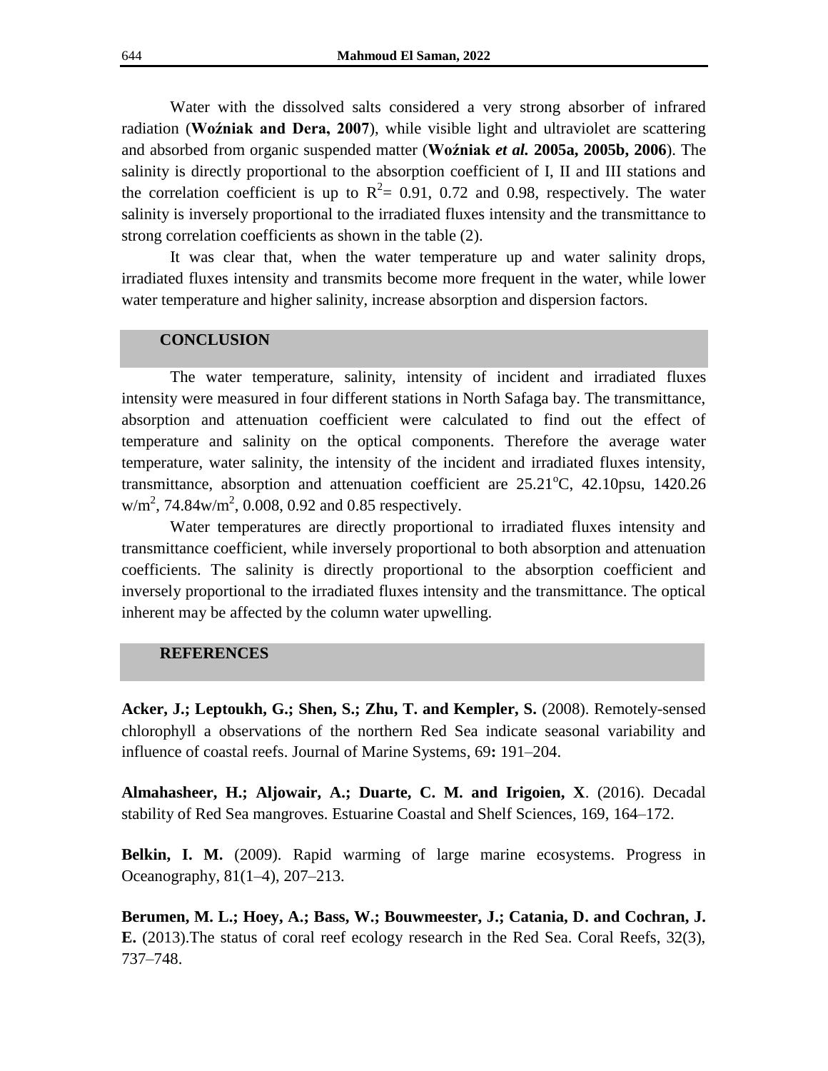Water with the dissolved salts considered a very strong absorber of infrared radiation (**Woźniak and Dera, 2007**), while visible light and ultraviolet are scattering and absorbed from organic suspended matter (**Woźniak *et al.* 2005a, 2005b, 2006**). The salinity is directly proportional to the absorption coefficient of I, II and III stations and the correlation coefficient is up to $R^2$= 0.91, 0.72 and 0.98, respectively. The water salinity is inversely proportional to the irradiated fluxes intensity and the transmittance to strong correlation coefficients as shown in the table (2).

It was clear that, when the water temperature up and water salinity drops, irradiated fluxes intensity and transmits become more frequent in the water, while lower water temperature and higher salinity, increase absorption and dispersion factors.

## CONCLUSION

The water temperature, salinity, intensity of incident and irradiated fluxes intensity were measured in four different stations in North Safaga bay. The transmittance, absorption and attenuation coefficient were calculated to find out the effect of temperature and salinity on the optical components. Therefore the average water temperature, water salinity, the intensity of the incident and irradiated fluxes intensity, transmittance, absorption and attenuation coefficient are 25.21$^{o}$C, 42.10psu, 1420.26 w/m$^2$, 74.84w/m$^2$, 0.008, 0.92 and 0.85 respectively.

Water temperatures are directly proportional to irradiated fluxes intensity and transmittance coefficient, while inversely proportional to both absorption and attenuation coefficients. The salinity is directly proportional to the absorption coefficient and inversely proportional to the irradiated fluxes intensity and the transmittance. The optical inherent may be affected by the column water upwelling.

## REFERENCES

**Acker, J.; Leptoukh, G.; Shen, S.; Zhu, T. and Kempler, S.** (2008). Remotely-sensed chlorophyll a observations of the northern Red Sea indicate seasonal variability and influence of coastal reefs. Journal of Marine Systems, 69**:** 191–204.

**Almahasheer, H.; Aljowair, A.; Duarte, C. M. and Irigoien, X**. (2016). Decadal stability of Red Sea mangroves. Estuarine Coastal and Shelf Sciences, 169, 164–172.

**Belkin, I. M.** (2009). Rapid warming of large marine ecosystems. Progress in Oceanography, 81(1–4), 207–213.

**Berumen, M. L.; Hoey, A.; Bass, W.; Bouwmeester, J.; Catania, D. and Cochran, J. E.** (2013).The status of coral reef ecology research in the Red Sea. Coral Reefs, 32(3), 737–748.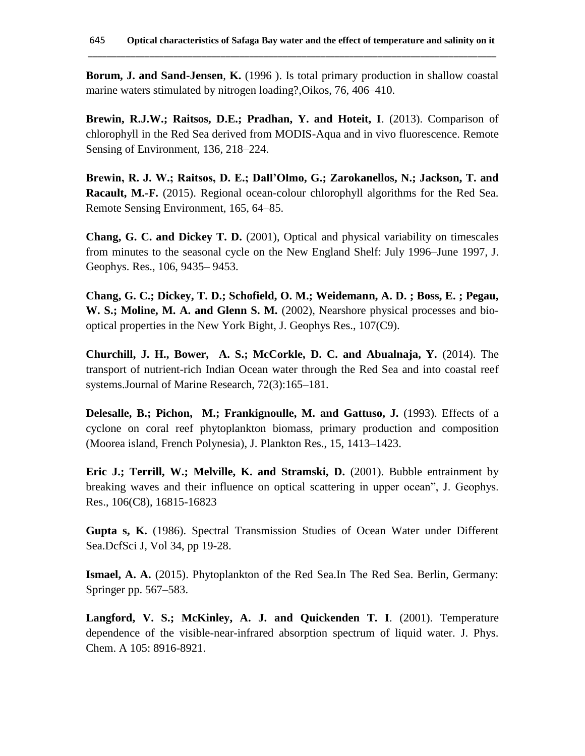**Borum, J. and Sand-Jensen**, **K.** (1996 ). Is total primary production in shallow coastal marine waters stimulated by nitrogen loading?,Oikos, 76, 406–410.

**Brewin, R.J.W.; Raitsos, D.E.; Pradhan, Y. and Hoteit, I**. (2013). Comparison of chlorophyll in the Red Sea derived from MODIS-Aqua and in vivo fluorescence. Remote Sensing of Environment, 136, 218–224.

**Brewin, R. J. W.; Raitsos, D. E.; Dall'Olmo, G.; Zarokanellos, N.; Jackson, T. and Racault, M.-F.** (2015). Regional ocean-colour chlorophyll algorithms for the Red Sea. Remote Sensing Environment, 165, 64–85.

**Chang, G. C. and Dickey T. D.** (2001), Optical and physical variability on timescales from minutes to the seasonal cycle on the New England Shelf: July 1996–June 1997, J. Geophys. Res., 106, 9435– 9453.

**Chang, G. C.; Dickey, T. D.; Schofield, O. M.; Weidemann, A. D. ; Boss, E. ; Pegau, W. S.; Moline, M. A. and Glenn S. M.** (2002), Nearshore physical processes and bio-optical properties in the New York Bight, J. Geophys Res., 107(C9).

**Churchill, J. H., Bower, A. S.; McCorkle, D. C. and Abualnaja, Y.** (2014). The transport of nutrient-rich Indian Ocean water through the Red Sea and into coastal reef systems.Journal of Marine Research, 72(3):165–181.

**Delesalle, B.; Pichon, M.; Frankignoulle, M. and Gattuso, J.** (1993). Effects of a cyclone on coral reef phytoplankton biomass, primary production and composition (Moorea island, French Polynesia), J. Plankton Res., 15, 1413–1423.

**Eric J.; Terrill, W.; Melville, K. and Stramski, D.** (2001). Bubble entrainment by breaking waves and their influence on optical scattering in upper ocean", J. Geophys. Res., 106(C8), 16815-16823

**Gupta s, K.** (1986). Spectral Transmission Studies of Ocean Water under Different Sea.DcfSci J, Vol 34, pp 19-28.

**Ismael, A. A.** (2015). Phytoplankton of the Red Sea.In The Red Sea. Berlin, Germany: Springer pp. 567–583.

**Langford, V. S.; McKinley, A. J. and Quickenden T. I**. (2001). Temperature dependence of the visible-near-infrared absorption spectrum of liquid water. J. Phys. Chem. A 105: 8916-8921.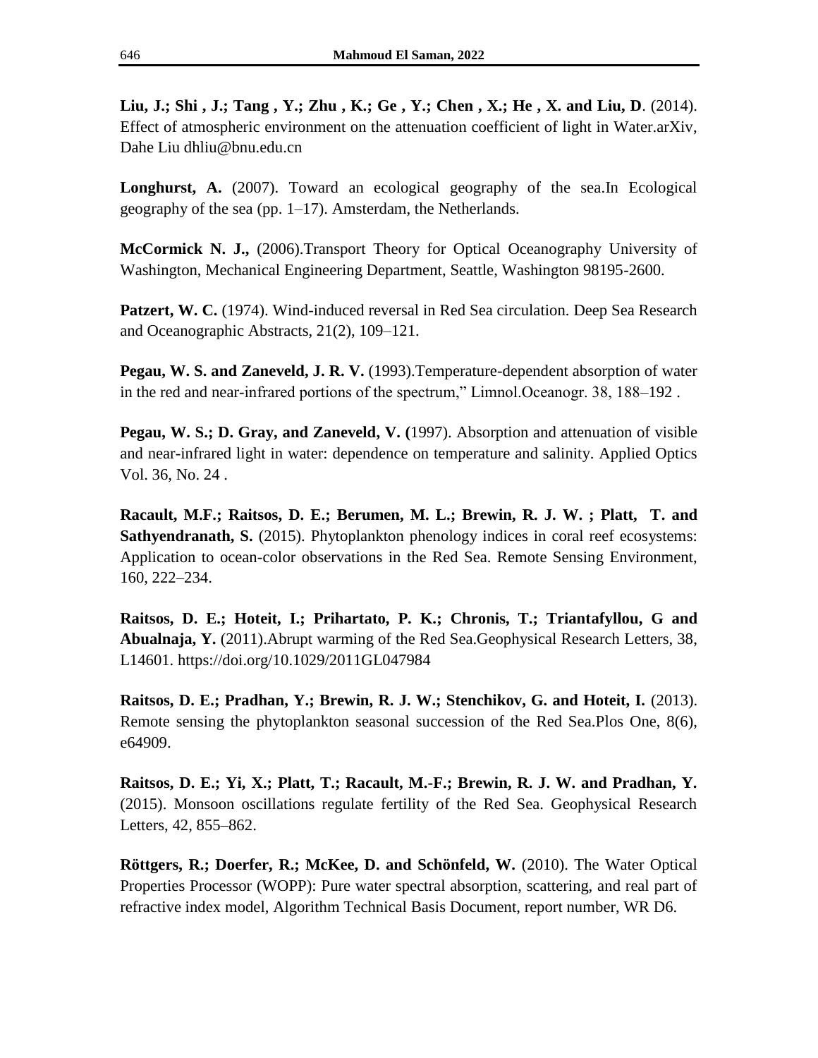**Liu, J.; Shi , J.; Tang , Y.; Zhu , K.; Ge , Y.; Chen , X.; He , X. and Liu, D**. (2014). Effect of atmospheric environment on the attenuation coefficient of light in Water.arXiv, Dahe Liu dhliu@bnu.edu.cn

**Longhurst, A.** (2007). Toward an ecological geography of the sea.In Ecological geography of the sea (pp. 1–17). Amsterdam, the Netherlands.

**McCormick N. J.,** (2006).Transport Theory for Optical Oceanography University of Washington, Mechanical Engineering Department, Seattle, Washington 98195-2600.

**Patzert, W. C.** (1974). Wind-induced reversal in Red Sea circulation. Deep Sea Research and Oceanographic Abstracts, 21(2), 109–121.

**Pegau, W. S. and Zaneveld, J. R. V.** (1993).Temperature-dependent absorption of water in the red and near-infrared portions of the spectrum," Limnol.Oceanogr. 38, 188–192 .

**Pegau, W. S.; D. Gray, and Zaneveld, V. (**1997). Absorption and attenuation of visible and near-infrared light in water: dependence on temperature and salinity. Applied Optics Vol. 36, No. 24 .

**Racault, M.F.; Raitsos, D. E.; Berumen, M. L.; Brewin, R. J. W. ; Platt, T. and Sathyendranath, S.** (2015). Phytoplankton phenology indices in coral reef ecosystems: Application to ocean-color observations in the Red Sea. Remote Sensing Environment, 160, 222–234.

**Raitsos, D. E.; Hoteit, I.; Prihartato, P. K.; Chronis, T.; Triantafyllou, G and Abualnaja, Y.** (2011).Abrupt warming of the Red Sea.Geophysical Research Letters, 38, L14601. https://doi.org/10.1029/2011GL047984

**Raitsos, D. E.; Pradhan, Y.; Brewin, R. J. W.; Stenchikov, G. and Hoteit, I.** (2013). Remote sensing the phytoplankton seasonal succession of the Red Sea.Plos One, 8(6), e64909.

**Raitsos, D. E.; Yi, X.; Platt, T.; Racault, M.-F.; Brewin, R. J. W. and Pradhan, Y.** (2015). Monsoon oscillations regulate fertility of the Red Sea. Geophysical Research Letters, 42, 855–862.

**Röttgers, R.; Doerfer, R.; McKee, D. and Schönfeld, W.** (2010). The Water Optical Properties Processor (WOPP): Pure water spectral absorption, scattering, and real part of refractive index model, Algorithm Technical Basis Document, report number, WR D6.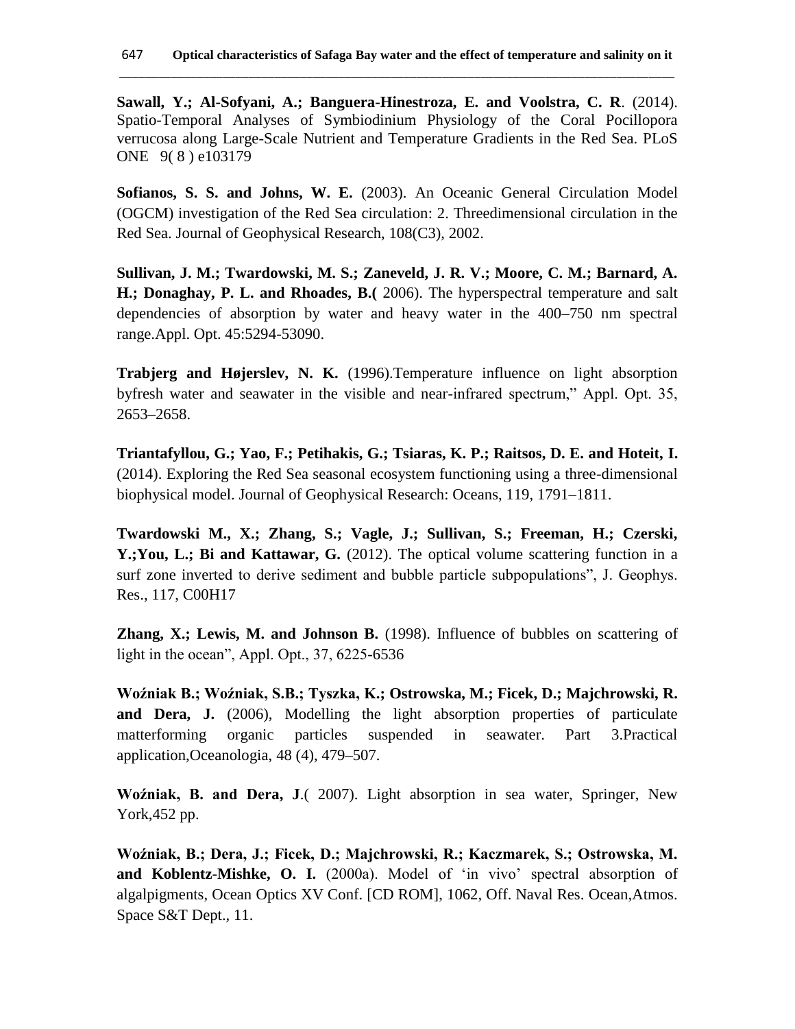**Sawall, Y.; Al-Sofyani, A.; Banguera-Hinestroza, E. and Voolstra, C. R**. (2014). Spatio-Temporal Analyses of Symbiodinium Physiology of the Coral Pocillopora verrucosa along Large-Scale Nutrient and Temperature Gradients in the Red Sea. PLoS ONE 9( 8 ) e103179

**Sofianos, S. S. and Johns, W. E.** (2003). An Oceanic General Circulation Model (OGCM) investigation of the Red Sea circulation: 2. Threedimensional circulation in the Red Sea. Journal of Geophysical Research, 108(C3), 2002.

**Sullivan, J. M.; Twardowski, M. S.; Zaneveld, J. R. V.; Moore, C. M.; Barnard, A. H.; Donaghay, P. L. and Rhoades, B.(** 2006). The hyperspectral temperature and salt dependencies of absorption by water and heavy water in the 400–750 nm spectral range.Appl. Opt. 45:5294-53090.

**Trabjerg and Højerslev, N. K.** (1996).Temperature influence on light absorption byfresh water and seawater in the visible and near-infrared spectrum," Appl. Opt. 35, 2653–2658.

**Triantafyllou, G.; Yao, F.; Petihakis, G.; Tsiaras, K. P.; Raitsos, D. E. and Hoteit, I.** (2014). Exploring the Red Sea seasonal ecosystem functioning using a three-dimensional biophysical model. Journal of Geophysical Research: Oceans, 119, 1791–1811.

**Twardowski M., X.; Zhang, S.; Vagle, J.; Sullivan, S.; Freeman, H.; Czerski, Y.;You, L.; Bi and Kattawar, G.** (2012). The optical volume scattering function in a surf zone inverted to derive sediment and bubble particle subpopulations", J. Geophys. Res., 117, C00H17

**Zhang, X.; Lewis, M. and Johnson B.** (1998). Influence of bubbles on scattering of light in the ocean", Appl. Opt., 37, 6225-6536

**Woźniak B.; Woźniak, S.B.; Tyszka, K.; Ostrowska, M.; Ficek, D.; Majchrowski, R. and Dera, J.** (2006), Modelling the light absorption properties of particulate matterforming organic particles suspended in seawater. Part 3.Practical application,Oceanologia, 48 (4), 479–507.

**Woźniak, B. and Dera, J**.( 2007). Light absorption in sea water, Springer, New York,452 pp.

**Woźniak, B.; Dera, J.; Ficek, D.; Majchrowski, R.; Kaczmarek, S.; Ostrowska, M. and Koblentz-Mishke, O. I.** (2000a). Model of 'in vivo' spectral absorption of algalpigments, Ocean Optics XV Conf. [CD ROM], 1062, Off. Naval Res. Ocean,Atmos. Space S&T Dept., 11.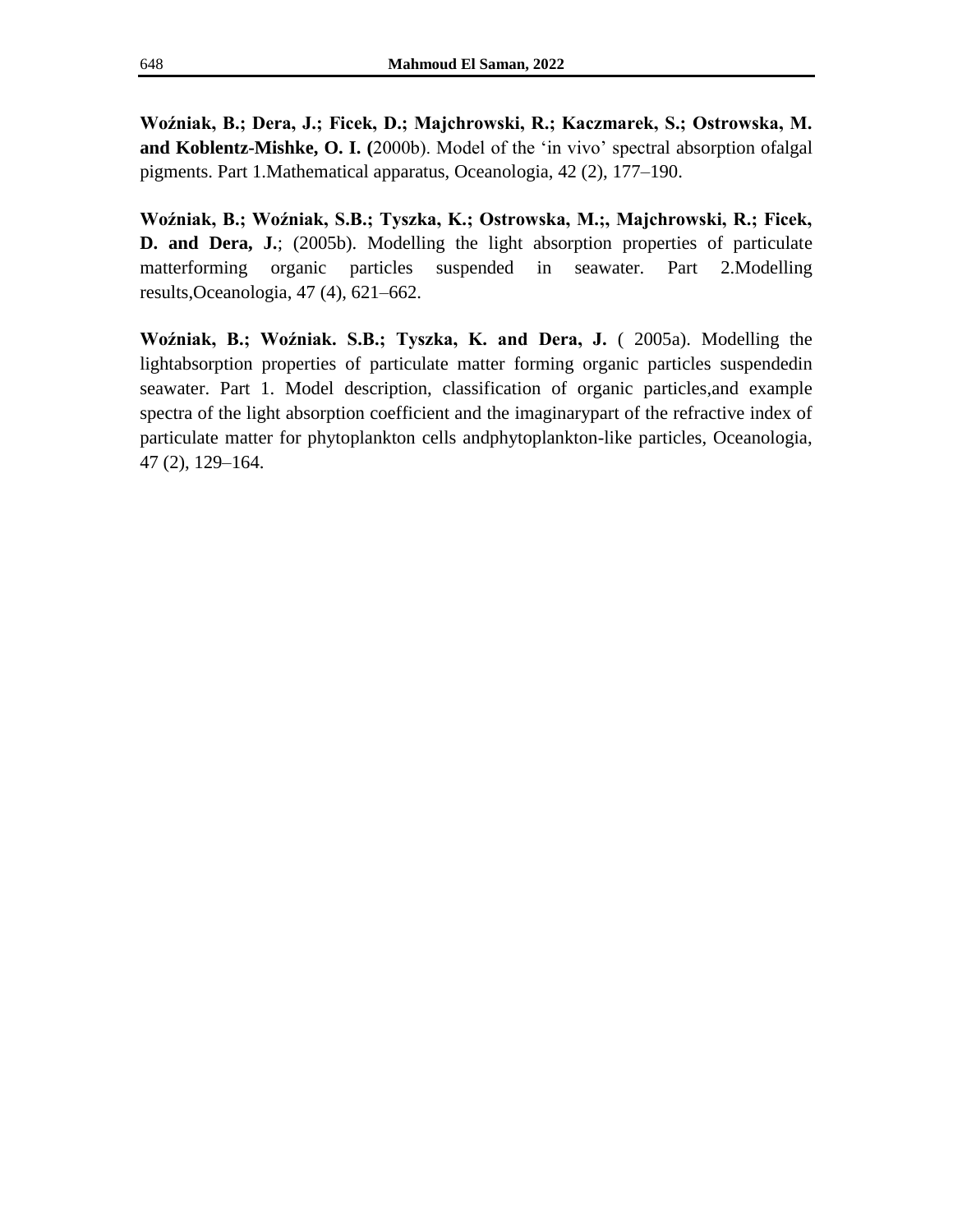**Woźniak, B.; Dera, J.; Ficek, D.; Majchrowski, R.; Kaczmarek, S.; Ostrowska, M. and Koblentz-Mishke, O. I. (**2000b). Model of the 'in vivo' spectral absorption ofalgal pigments. Part 1.Mathematical apparatus, Oceanologia, 42 (2), 177–190.

**Woźniak, B.; Woźniak, S.B.; Tyszka, K.; Ostrowska, M.;, Majchrowski, R.; Ficek, D. and Dera, J.**; (2005b). Modelling the light absorption properties of particulate matterforming organic particles suspended in seawater. Part 2.Modelling results,Oceanologia, 47 (4), 621–662.

**Woźniak, B.; Woźniak. S.B.; Tyszka, K. and Dera, J.** ( 2005a). Modelling the lightabsorption properties of particulate matter forming organic particles suspendedin seawater. Part 1. Model description, classification of organic particles,and example spectra of the light absorption coefficient and the imaginarypart of the refractive index of particulate matter for phytoplankton cells andphytoplankton-like particles, Oceanologia, 47 (2), 129–164.